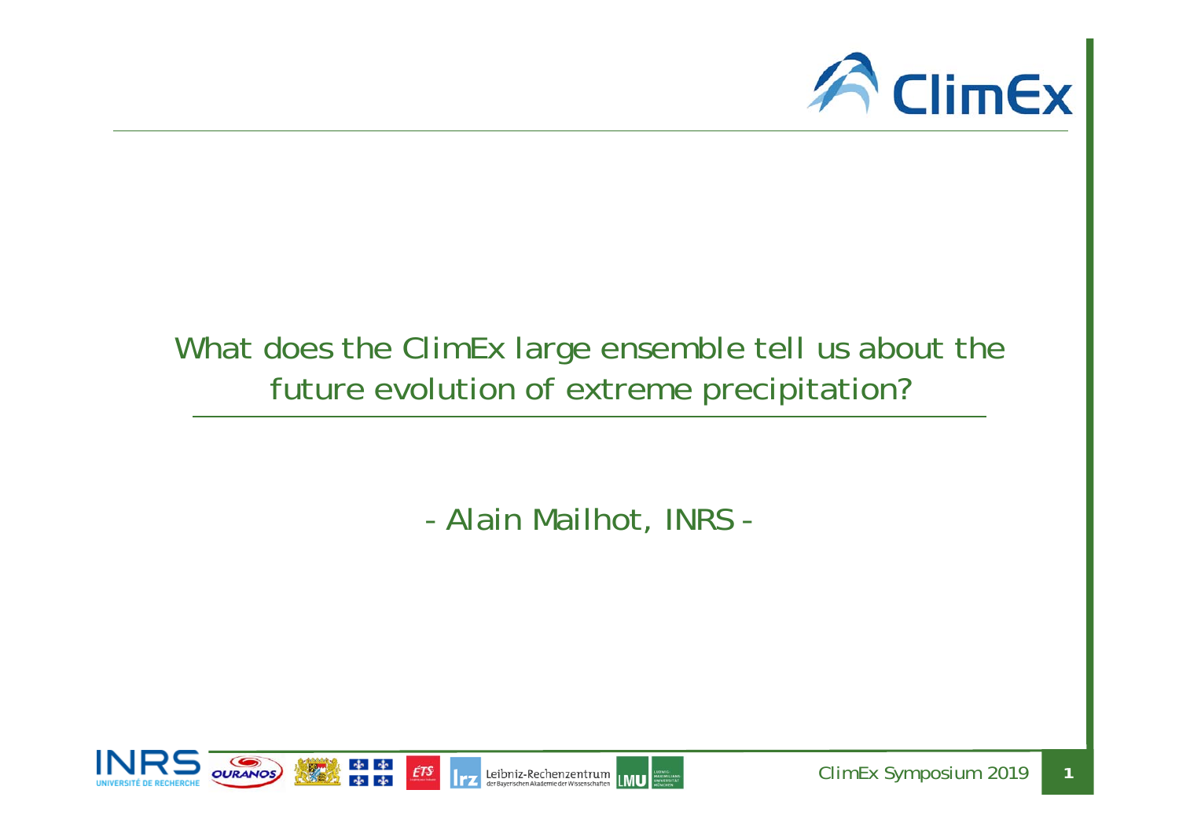# What does the ClimEx large ensemble tell us about the future evolution of extreme precipitation?

\- Alain Mailhot, INRS -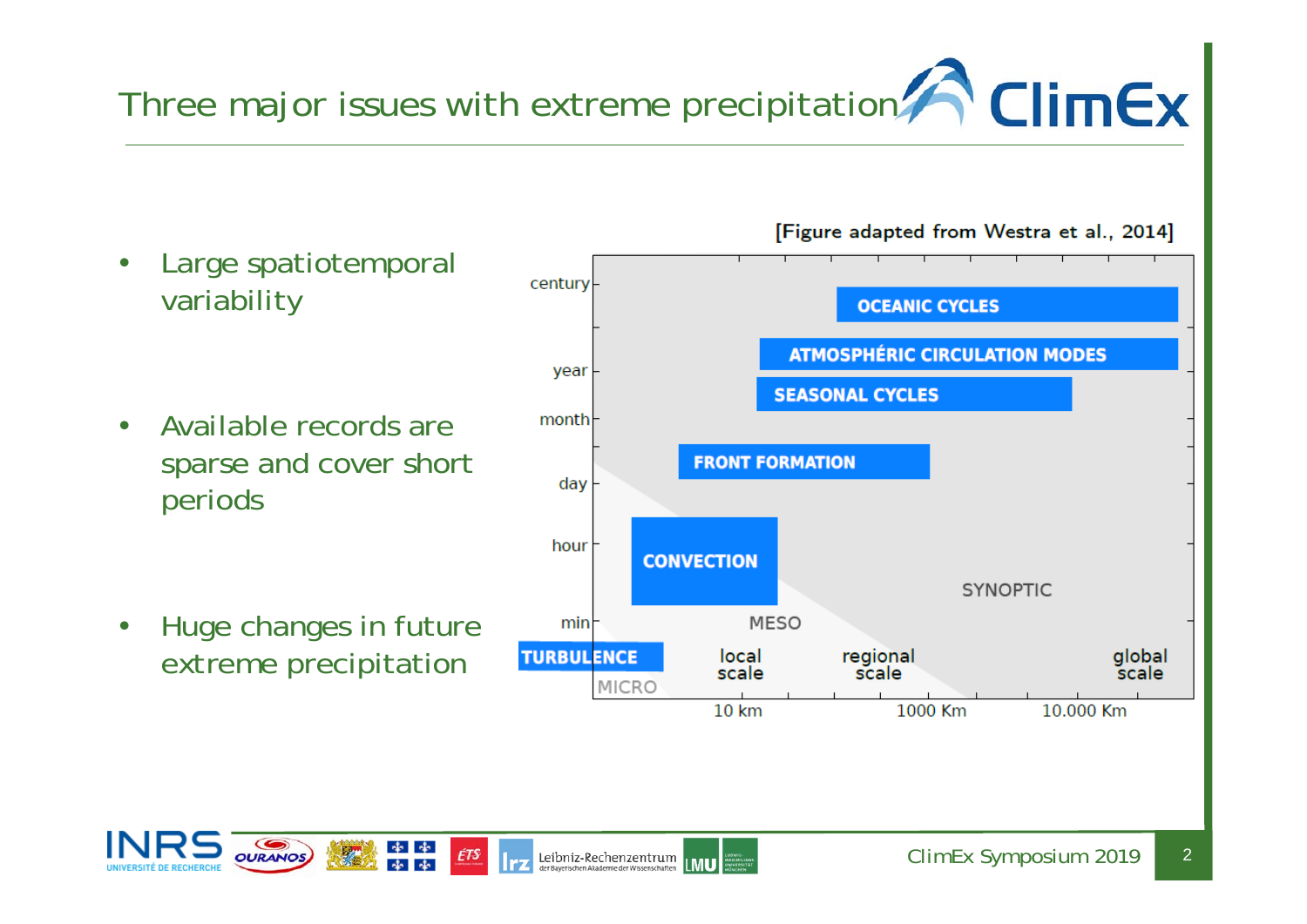# Three major issues with extreme precipitation

- Large spatiotemporal variability
- Available records are sparse and cover short periods
- Huge changes in future extreme precipitation

[Figure adapted from Westra et al., 2014]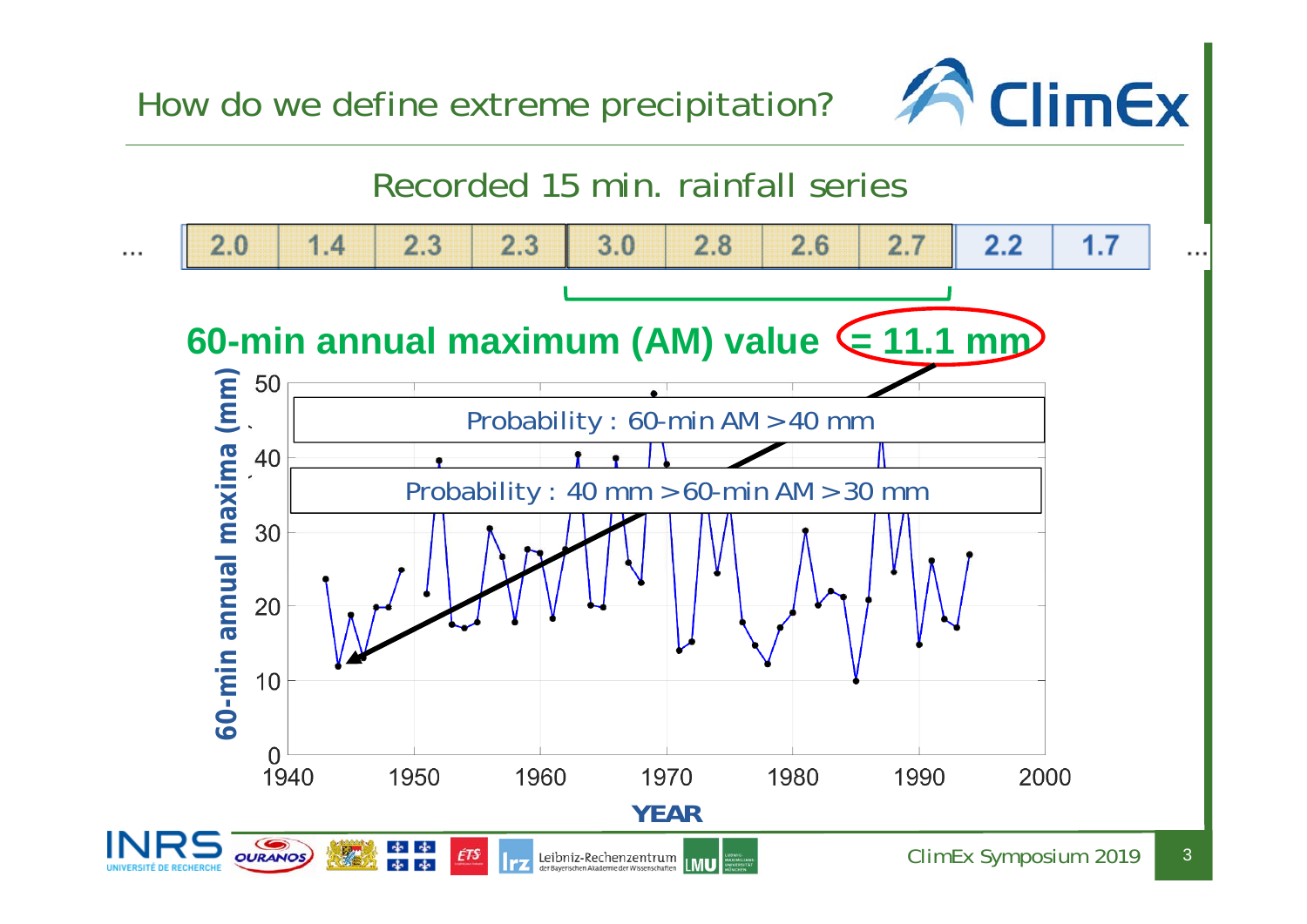# How do we define extreme precipitation?

## Recorded 15 min. rainfall series

| ... | 2.0 | 1.4 | 2.3 | 2.3 | 3.0 | 2.8 | 2.6 | 2.7 | 2.2 | 1.7 | ... |
|---|---|---|---|---|---|---|---|---|---|---|---|

**60-min annual maximum (AM) value = 11.1 mm**

Probability : 60-min AM > 40 mm

Probability : 40 mm > 60-min AM > 30 mm

60-min annual maxima (mm)

YEAR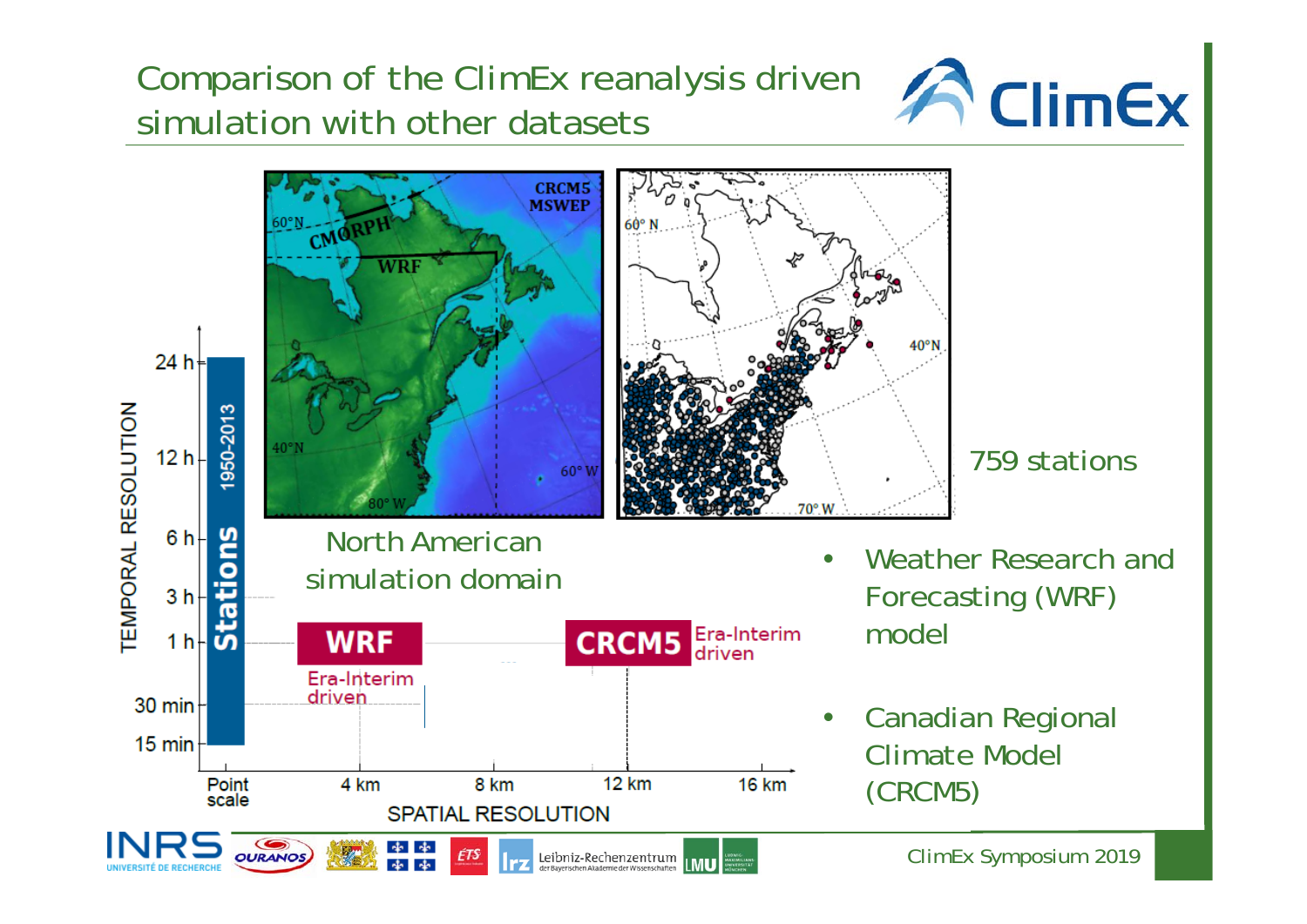# Comparison of the ClimEx reanalysis driven simulation with other datasets

North American simulation domain

759 stations

- Weather Research and Forecasting (WRF) model
- Canadian Regional Climate Model (CRCM5)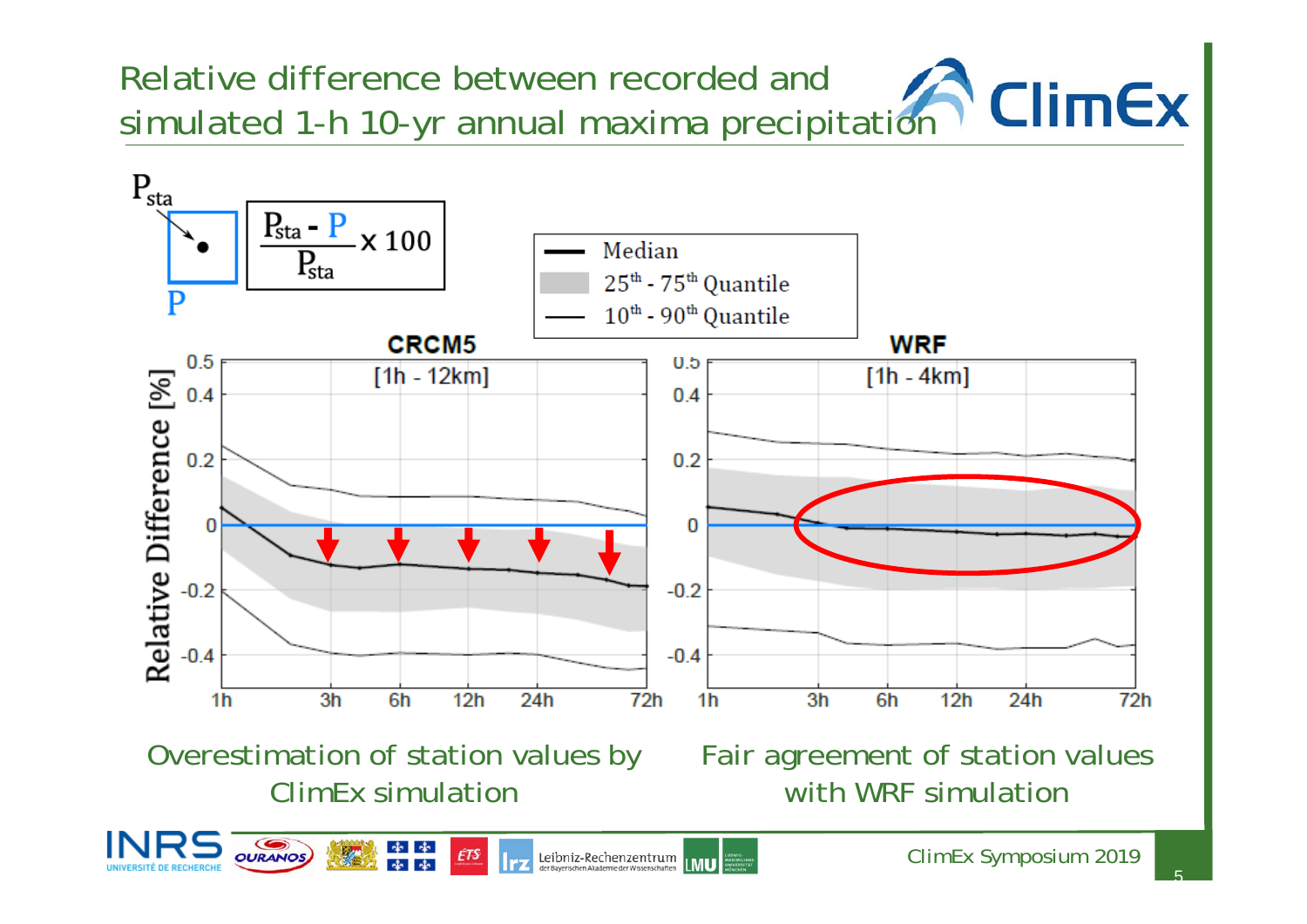# Relative difference between recorded and simulated 1-h 10-yr annual maxima precipitation

$$\frac{P_{sta} - P}{P_{sta}} \times 100$$

Overestimation of station values by ClimEx simulation

Fair agreement of station values with WRF simulation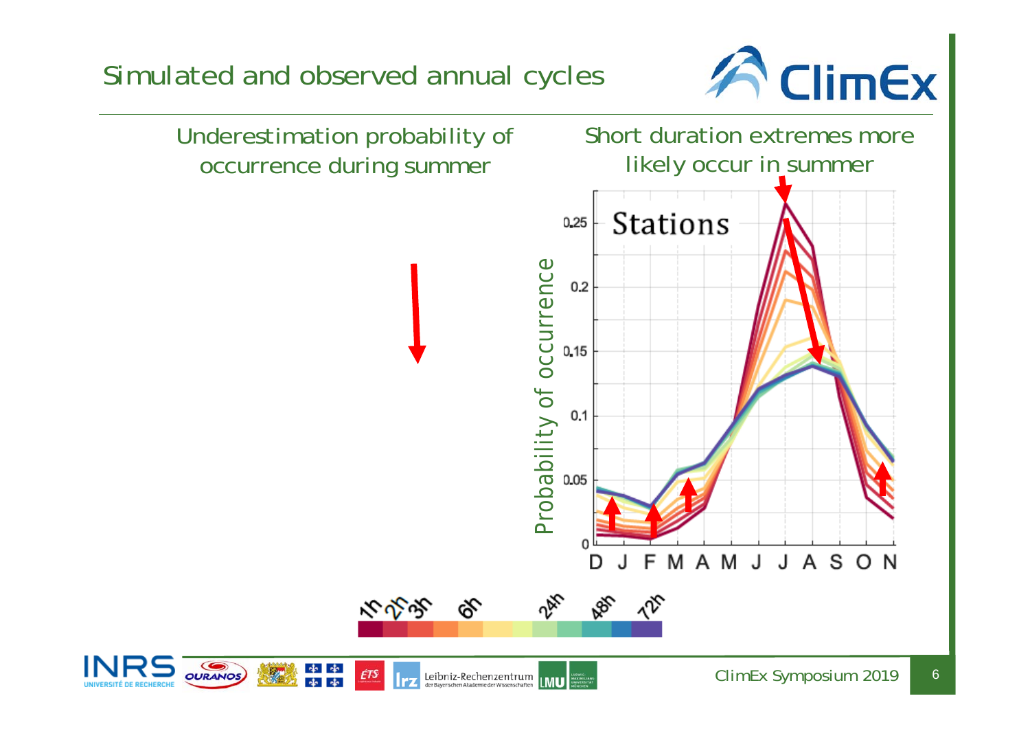# Simulated and observed annual cycles

Underestimation probability of occurrence during summer

Short duration extremes more likely occur in summer

Stations

Probability of occurrence

0.25, 0.2, 0.15, 0.1, 0.05, 0

D J F M A M J J A S O N

1h 2h 3h 6h 24h 48h 72h

ClimEx Symposium 2019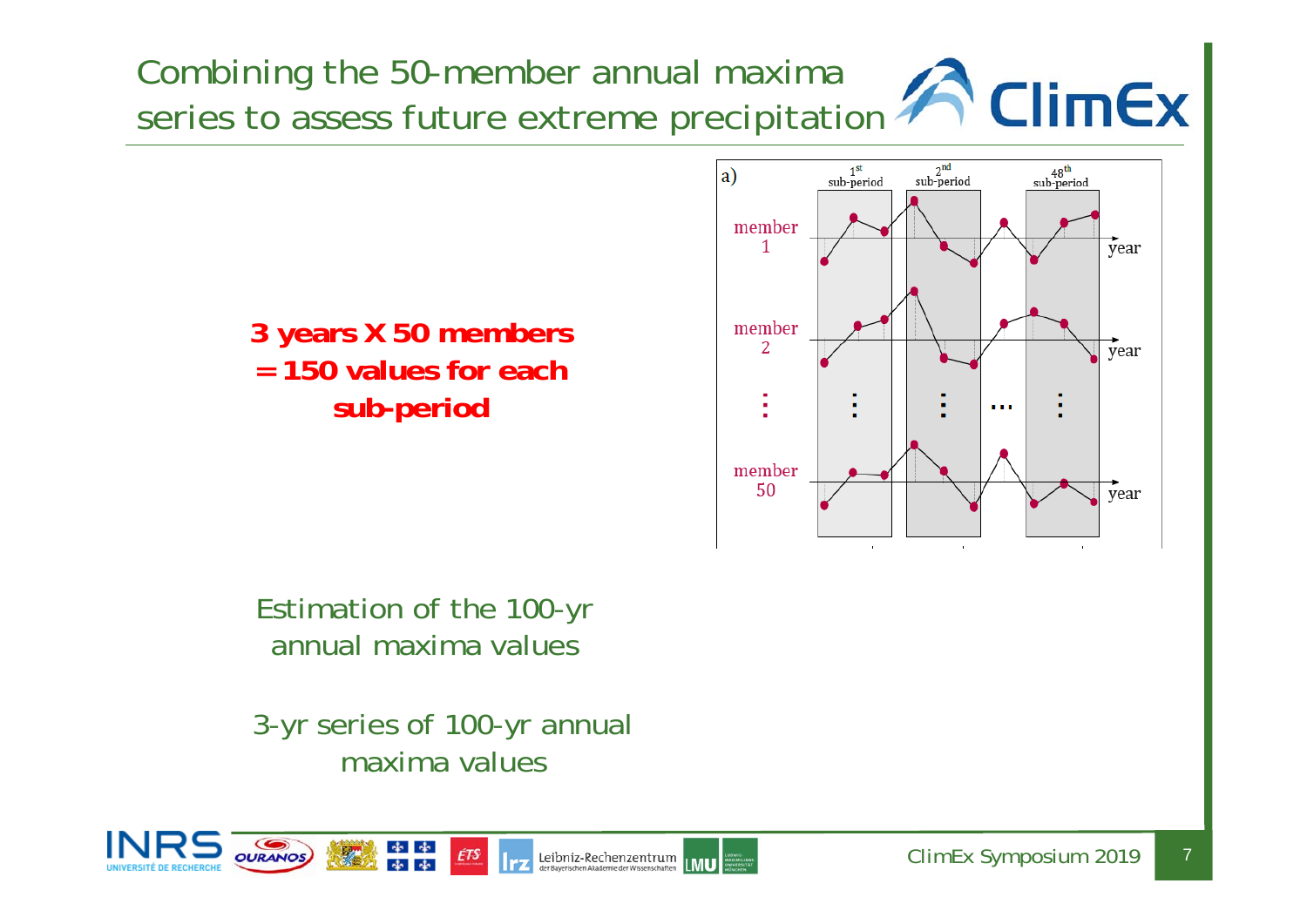# Combining the 50-member annual maxima series to assess future extreme precipitation

**3 years X 50 members = 150 values for each sub-period**

a)

| | 1st sub-period | 2nd sub-period | | 48th sub-period | |
|---|---|---|---|---|---|
| member 1 | | | | | year |
| member 2 | | | | | year |
| ⋮ | ⋮ | ⋮ | … | ⋮ | |
| member 50 | | | | | year |

Estimation of the 100-yr annual maxima values

3-yr series of 100-yr annual maxima values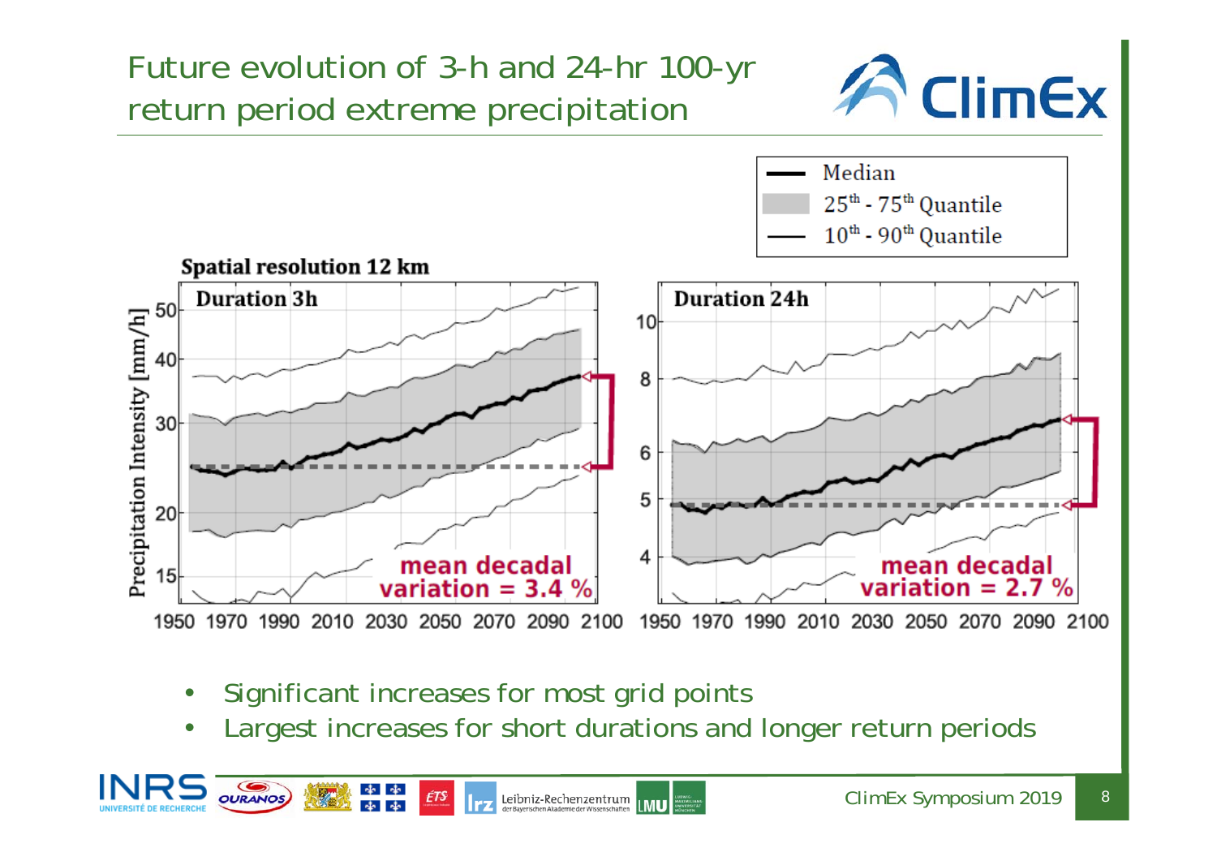# Future evolution of 3-h and 24-hr 100-yr return period extreme precipitation

Spatial resolution 12 km

Duration 3h — mean decadal variation = 3.4 %

Duration 24h — mean decadal variation = 2.7 %

- Significant increases for most grid points
- Largest increases for short durations and longer return periods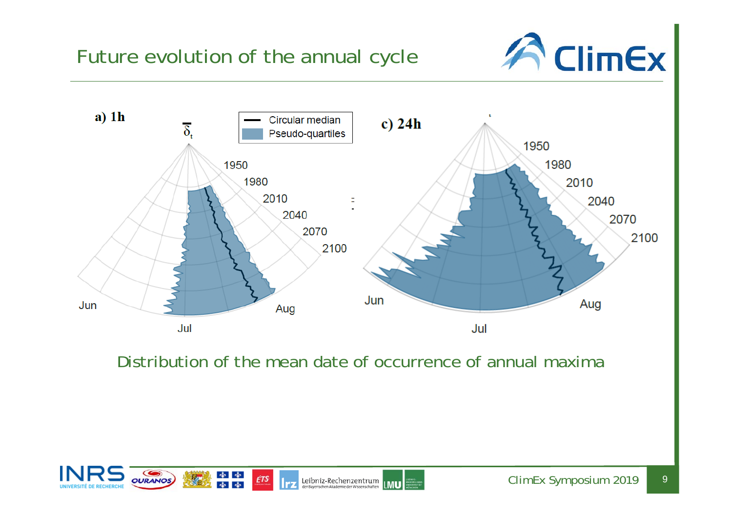# Future evolution of the annual cycle

Distribution of the mean date of occurrence of annual maxima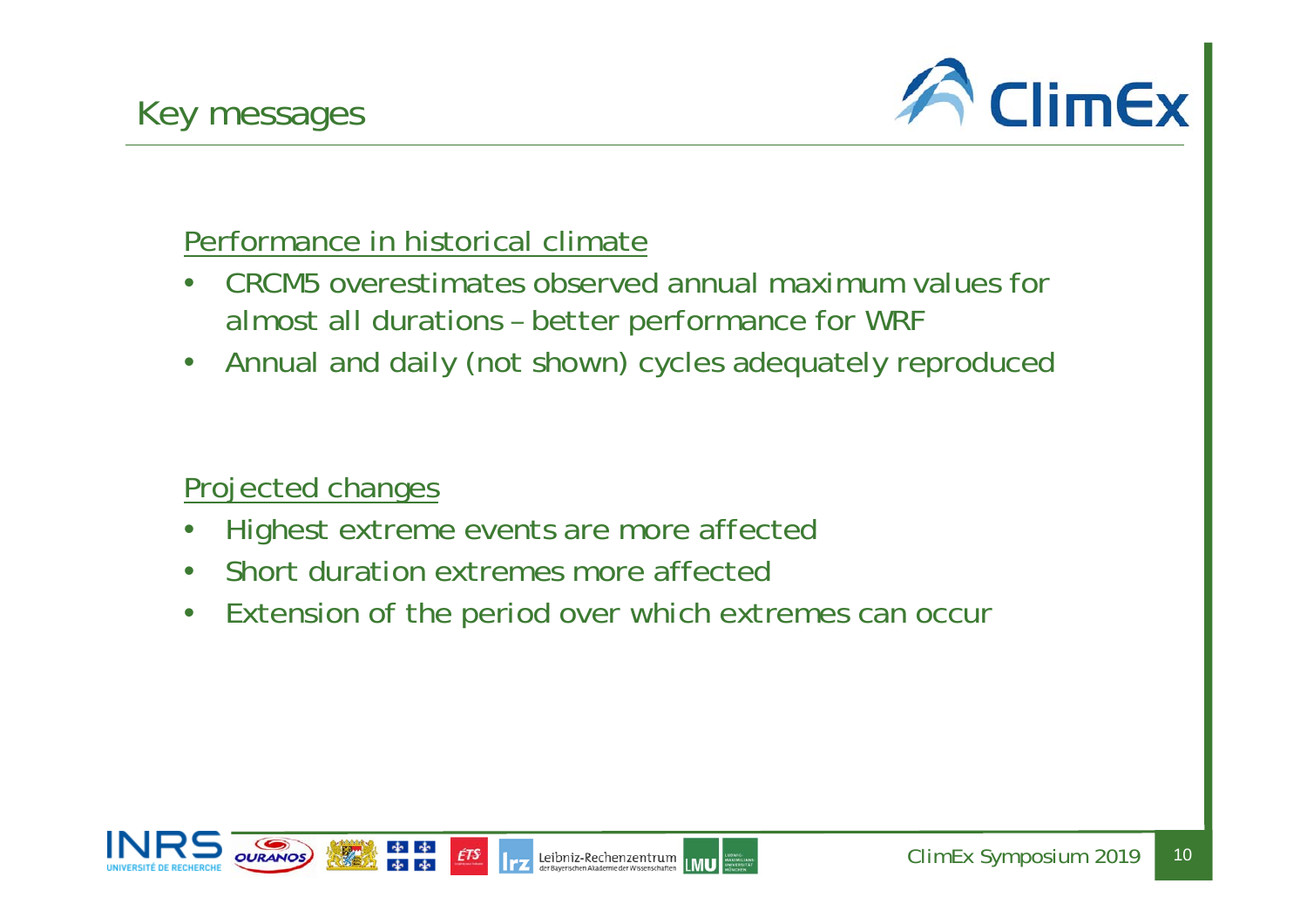# Key messages

<u>Performance in historical climate</u>

- CRCM5 overestimates observed annual maximum values for almost all durations – better performance for WRF
- Annual and daily (not shown) cycles adequately reproduced

<u>Projected changes</u>

- Highest extreme events are more affected
- Short duration extremes more affected
- Extension of the period over which extremes can occur